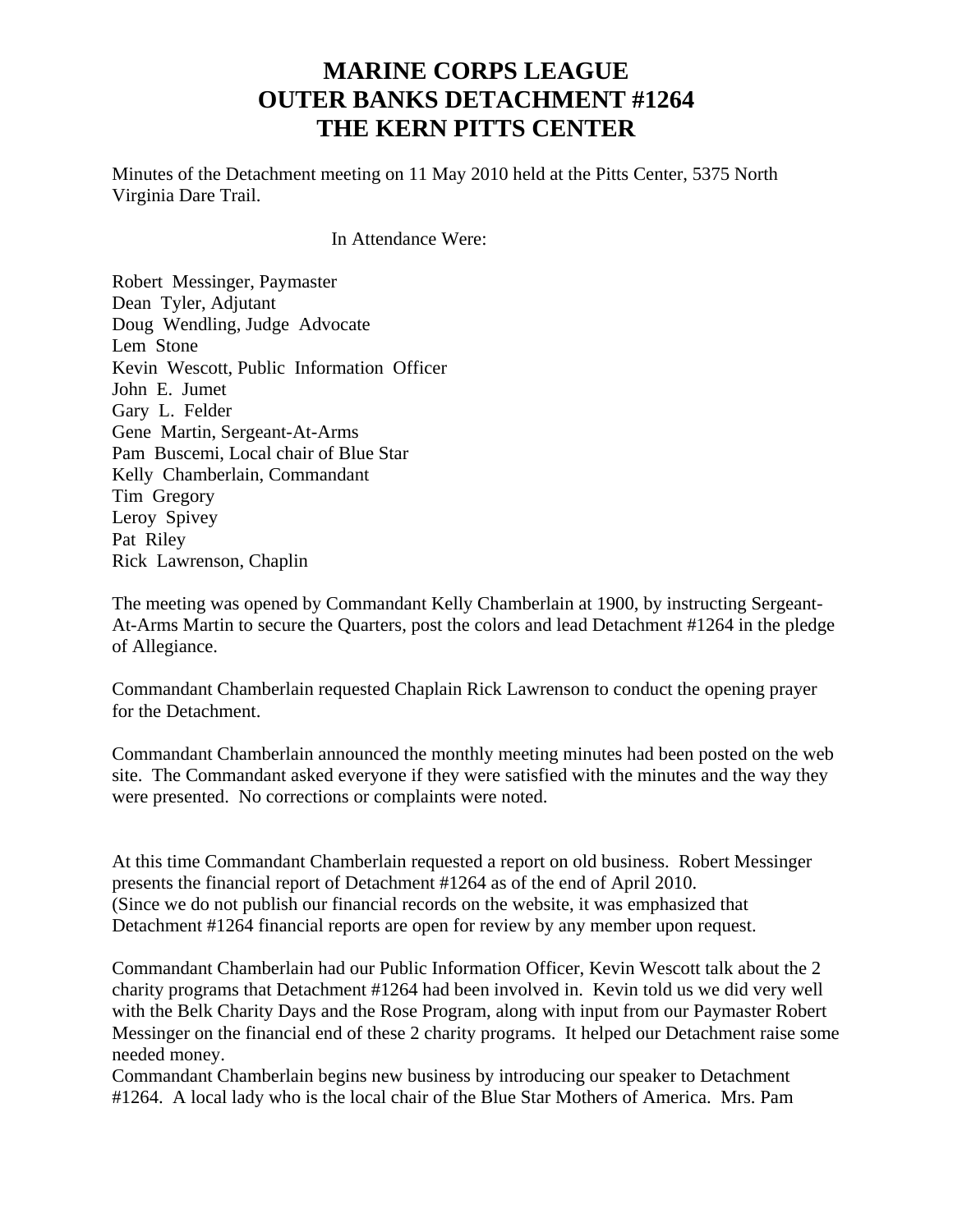# MARINE CORPS LEAGUE
# OUTER BANKS DETACHMENT #1264
# THE KERN PITTS CENTER

Minutes of the Detachment meeting on 11 May 2010 held at the Pitts Center, 5375 North Virginia Dare Trail.

In Attendance Were:

Robert Messinger, Paymaster
Dean Tyler, Adjutant
Doug Wendling, Judge Advocate
Lem Stone
Kevin Wescott, Public Information Officer
John E. Jumet
Gary L. Felder
Gene Martin, Sergeant-At-Arms
Pam Buscemi, Local chair of Blue Star
Kelly Chamberlain, Commandant
Tim Gregory
Leroy Spivey
Pat Riley
Rick Lawrenson, Chaplin

The meeting was opened by Commandant Kelly Chamberlain at 1900, by instructing Sergeant-At-Arms Martin to secure the Quarters, post the colors and lead Detachment #1264 in the pledge of Allegiance.

Commandant Chamberlain requested Chaplain Rick Lawrenson to conduct the opening prayer for the Detachment.

Commandant Chamberlain announced the monthly meeting minutes had been posted on the web site. The Commandant asked everyone if they were satisfied with the minutes and the way they were presented. No corrections or complaints were noted.

At this time Commandant Chamberlain requested a report on old business. Robert Messinger presents the financial report of Detachment #1264 as of the end of April 2010. (Since we do not publish our financial records on the website, it was emphasized that Detachment #1264 financial reports are open for review by any member upon request.

Commandant Chamberlain had our Public Information Officer, Kevin Wescott talk about the 2 charity programs that Detachment #1264 had been involved in. Kevin told us we did very well with the Belk Charity Days and the Rose Program, along with input from our Paymaster Robert Messinger on the financial end of these 2 charity programs. It helped our Detachment raise some needed money.
Commandant Chamberlain begins new business by introducing our speaker to Detachment #1264. A local lady who is the local chair of the Blue Star Mothers of America. Mrs. Pam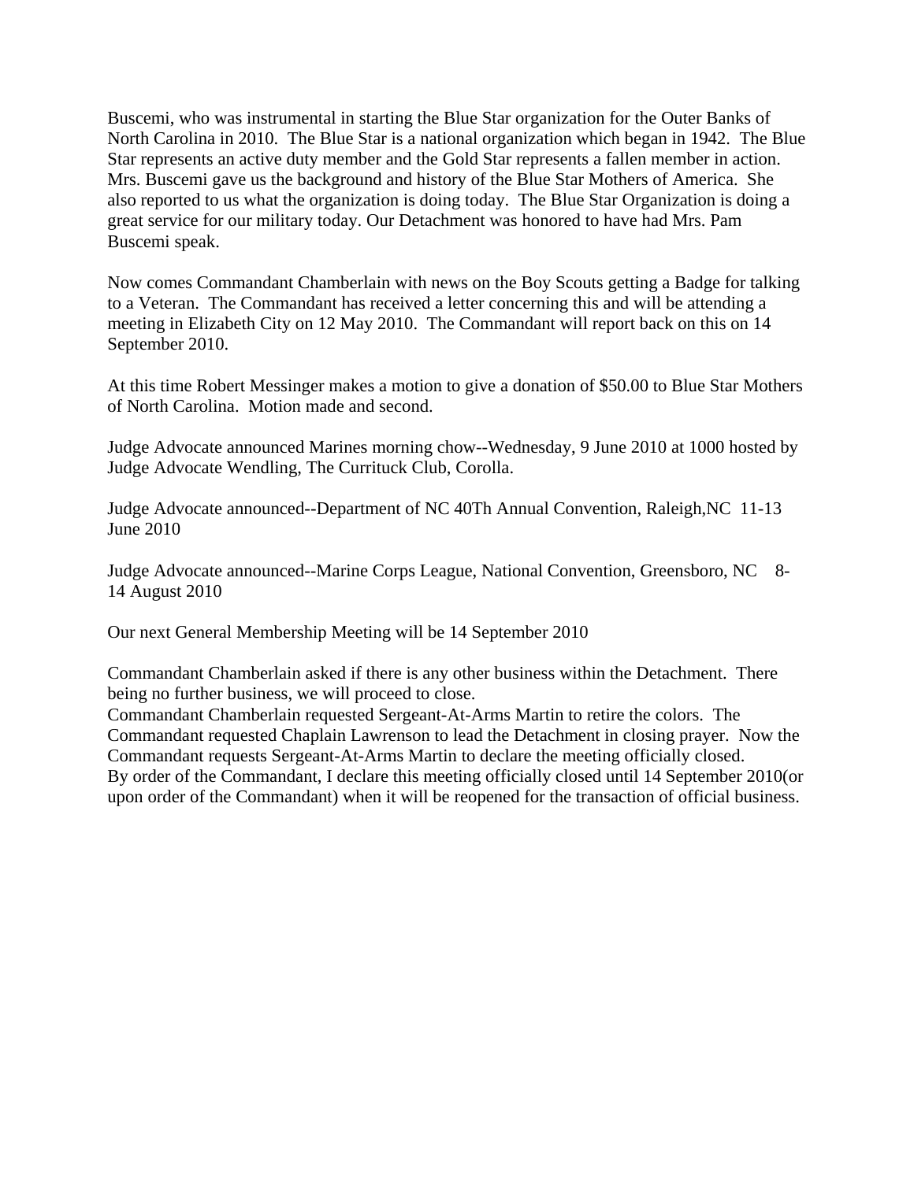Buscemi, who was instrumental in starting the Blue Star organization for the Outer Banks of North Carolina in 2010. The Blue Star is a national organization which began in 1942. The Blue Star represents an active duty member and the Gold Star represents a fallen member in action. Mrs. Buscemi gave us the background and history of the Blue Star Mothers of America. She also reported to us what the organization is doing today. The Blue Star Organization is doing a great service for our military today. Our Detachment was honored to have had Mrs. Pam Buscemi speak.

Now comes Commandant Chamberlain with news on the Boy Scouts getting a Badge for talking to a Veteran. The Commandant has received a letter concerning this and will be attending a meeting in Elizabeth City on 12 May 2010. The Commandant will report back on this on 14 September 2010.

At this time Robert Messinger makes a motion to give a donation of $50.00 to Blue Star Mothers of North Carolina. Motion made and second.

Judge Advocate announced Marines morning chow--Wednesday, 9 June 2010 at 1000 hosted by Judge Advocate Wendling, The Currituck Club, Corolla.

Judge Advocate announced--Department of NC 40Th Annual Convention, Raleigh,NC 11-13 June 2010

Judge Advocate announced--Marine Corps League, National Convention, Greensboro, NC 8-14 August 2010

Our next General Membership Meeting will be 14 September 2010

Commandant Chamberlain asked if there is any other business within the Detachment. There being no further business, we will proceed to close.
Commandant Chamberlain requested Sergeant-At-Arms Martin to retire the colors. The Commandant requested Chaplain Lawrenson to lead the Detachment in closing prayer. Now the Commandant requests Sergeant-At-Arms Martin to declare the meeting officially closed.
By order of the Commandant, I declare this meeting officially closed until 14 September 2010(or upon order of the Commandant) when it will be reopened for the transaction of official business.